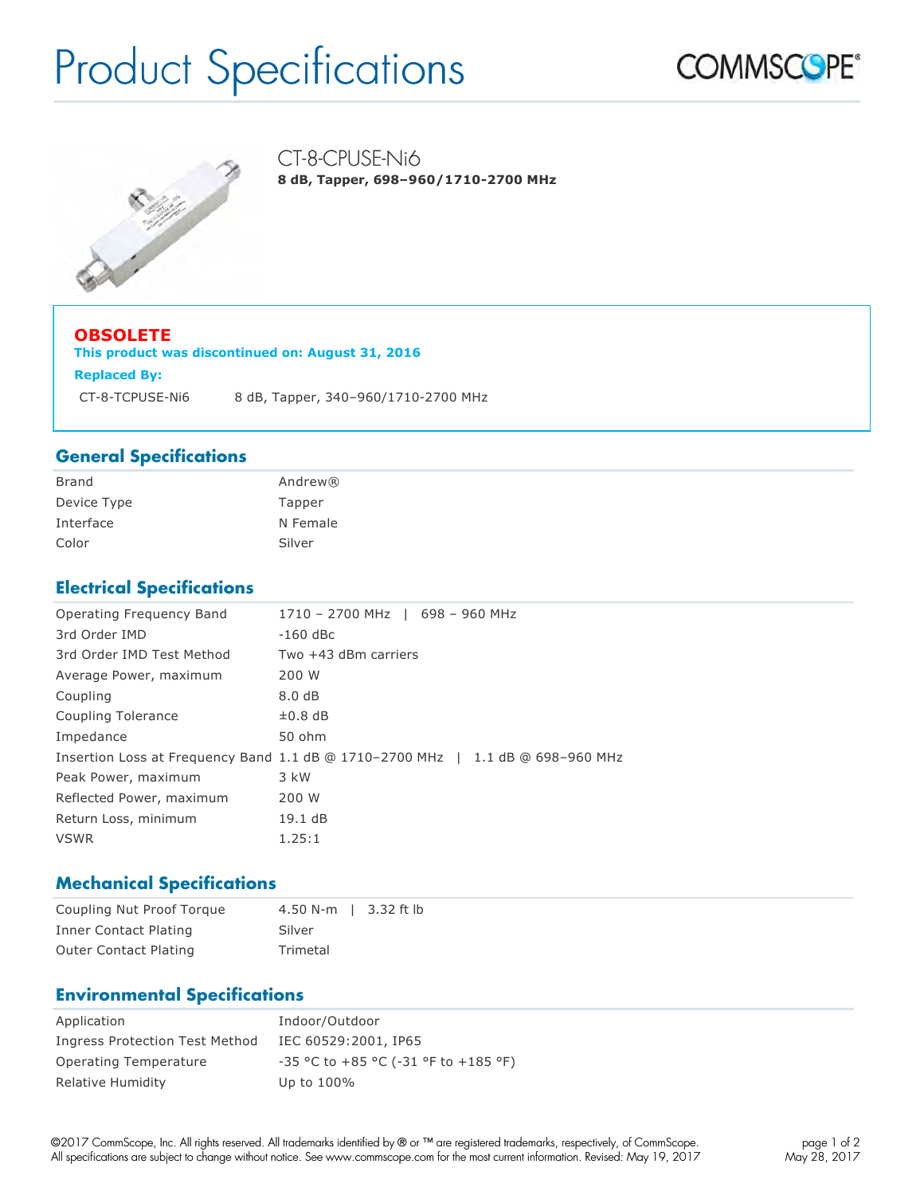# Product Specifications

COMMSCOPE®

CT-8-CPUSE-Ni6

**8 dB, Tapper, 698–960/1710-2700 MHz**

**OBSOLETE**

**This product was discontinued on: August 31, 2016**

**Replaced By:**

| | |
|---|---|
| CT-8-TCPUSE-Ni6 | 8 dB, Tapper, 340–960/1710-2700 MHz |

## General Specifications

| | |
|---|---|
| Brand | Andrew® |
| Device Type | Tapper |
| Interface | N Female |
| Color | Silver |

## Electrical Specifications

| | |
|---|---|
| Operating Frequency Band | 1710 – 2700 MHz \| 698 – 960 MHz |
| 3rd Order IMD | -160 dBc |
| 3rd Order IMD Test Method | Two +43 dBm carriers |
| Average Power, maximum | 200 W |
| Coupling | 8.0 dB |
| Coupling Tolerance | ±0.8 dB |
| Impedance | 50 ohm |
| Insertion Loss at Frequency Band | 1.1 dB @ 1710–2700 MHz \| 1.1 dB @ 698–960 MHz |
| Peak Power, maximum | 3 kW |
| Reflected Power, maximum | 200 W |
| Return Loss, minimum | 19.1 dB |
| VSWR | 1.25:1 |

## Mechanical Specifications

| | |
|---|---|
| Coupling Nut Proof Torque | 4.50 N-m \| 3.32 ft lb |
| Inner Contact Plating | Silver |
| Outer Contact Plating | Trimetal |

## Environmental Specifications

| | |
|---|---|
| Application | Indoor/Outdoor |
| Ingress Protection Test Method | IEC 60529:2001, IP65 |
| Operating Temperature | -35 °C to +85 °C (-31 °F to +185 °F) |
| Relative Humidity | Up to 100% |

©2017 CommScope, Inc. All rights reserved. All trademarks identified by ® or ™ are registered trademarks, respectively, of CommScope. All specifications are subject to change without notice. See www.commscope.com for the most current information. Revised: May 19, 2017

May 28, 2017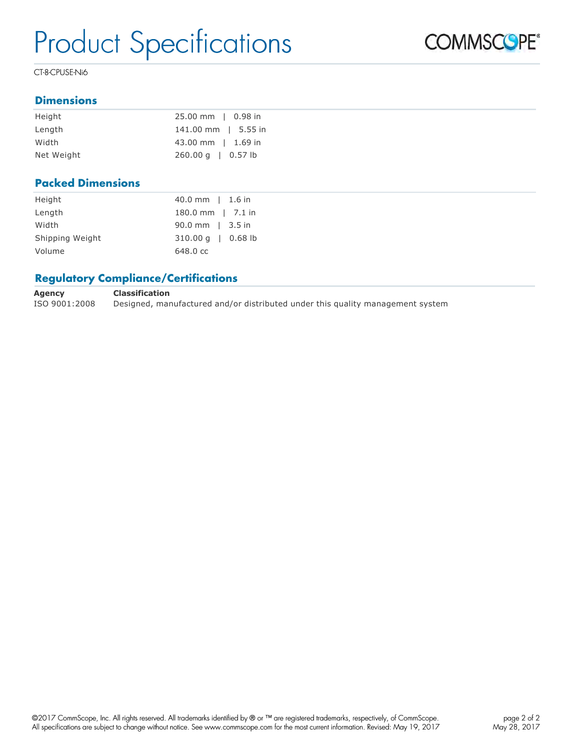# Product Specifications

CT-8-CPUSE-Ni6

## Dimensions

| | |
|---|---|
| Height | 25.00 mm \| 0.98 in |
| Length | 141.00 mm \| 5.55 in |
| Width | 43.00 mm \| 1.69 in |
| Net Weight | 260.00 g \| 0.57 lb |

## Packed Dimensions

| | |
|---|---|
| Height | 40.0 mm \| 1.6 in |
| Length | 180.0 mm \| 7.1 in |
| Width | 90.0 mm \| 3.5 in |
| Shipping Weight | 310.00 g \| 0.68 lb |
| Volume | 648.0 cc |

## Regulatory Compliance/Certifications

| Agency | Classification |
|---|---|
| ISO 9001:2008 | Designed, manufactured and/or distributed under this quality management system |

©2017 CommScope, Inc. All rights reserved. All trademarks identified by ® or ™ are registered trademarks, respectively, of CommScope.
All specifications are subject to change without notice. See www.commscope.com for the most current information. Revised: May 19, 2017

May 28, 2017